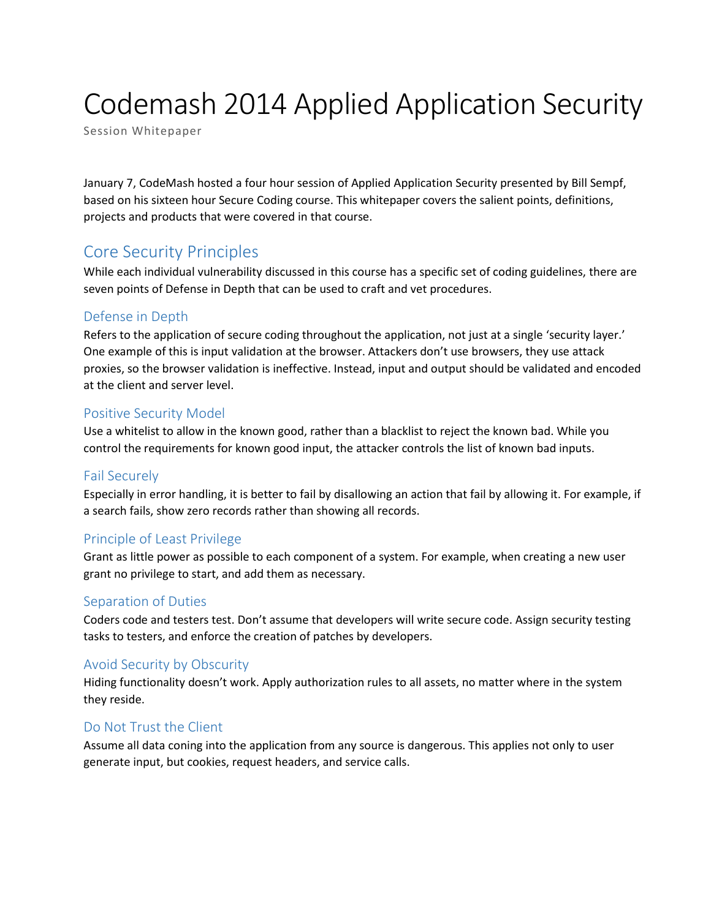# Codemash 2014 Applied Application Security

Session Whitepaper

January 7, CodeMash hosted a four hour session of Applied Application Security presented by Bill Sempf, based on his sixteen hour Secure Coding course. This whitepaper covers the salient points, definitions, projects and products that were covered in that course.

## Core Security Principles

While each individual vulnerability discussed in this course has a specific set of coding guidelines, there are seven points of Defense in Depth that can be used to craft and vet procedures.

### Defense in Depth

Refers to the application of secure coding throughout the application, not just at a single 'security layer.' One example of this is input validation at the browser. Attackers don't use browsers, they use attack proxies, so the browser validation is ineffective. Instead, input and output should be validated and encoded at the client and server level.

### Positive Security Model

Use a whitelist to allow in the known good, rather than a blacklist to reject the known bad. While you control the requirements for known good input, the attacker controls the list of known bad inputs.

### Fail Securely

Especially in error handling, it is better to fail by disallowing an action that fail by allowing it. For example, if a search fails, show zero records rather than showing all records.

### Principle of Least Privilege

Grant as little power as possible to each component of a system. For example, when creating a new user grant no privilege to start, and add them as necessary.

### Separation of Duties

Coders code and testers test. Don't assume that developers will write secure code. Assign security testing tasks to testers, and enforce the creation of patches by developers.

### Avoid Security by Obscurity

Hiding functionality doesn't work. Apply authorization rules to all assets, no matter where in the system they reside.

### Do Not Trust the Client

Assume all data coning into the application from any source is dangerous. This applies not only to user generate input, but cookies, request headers, and service calls.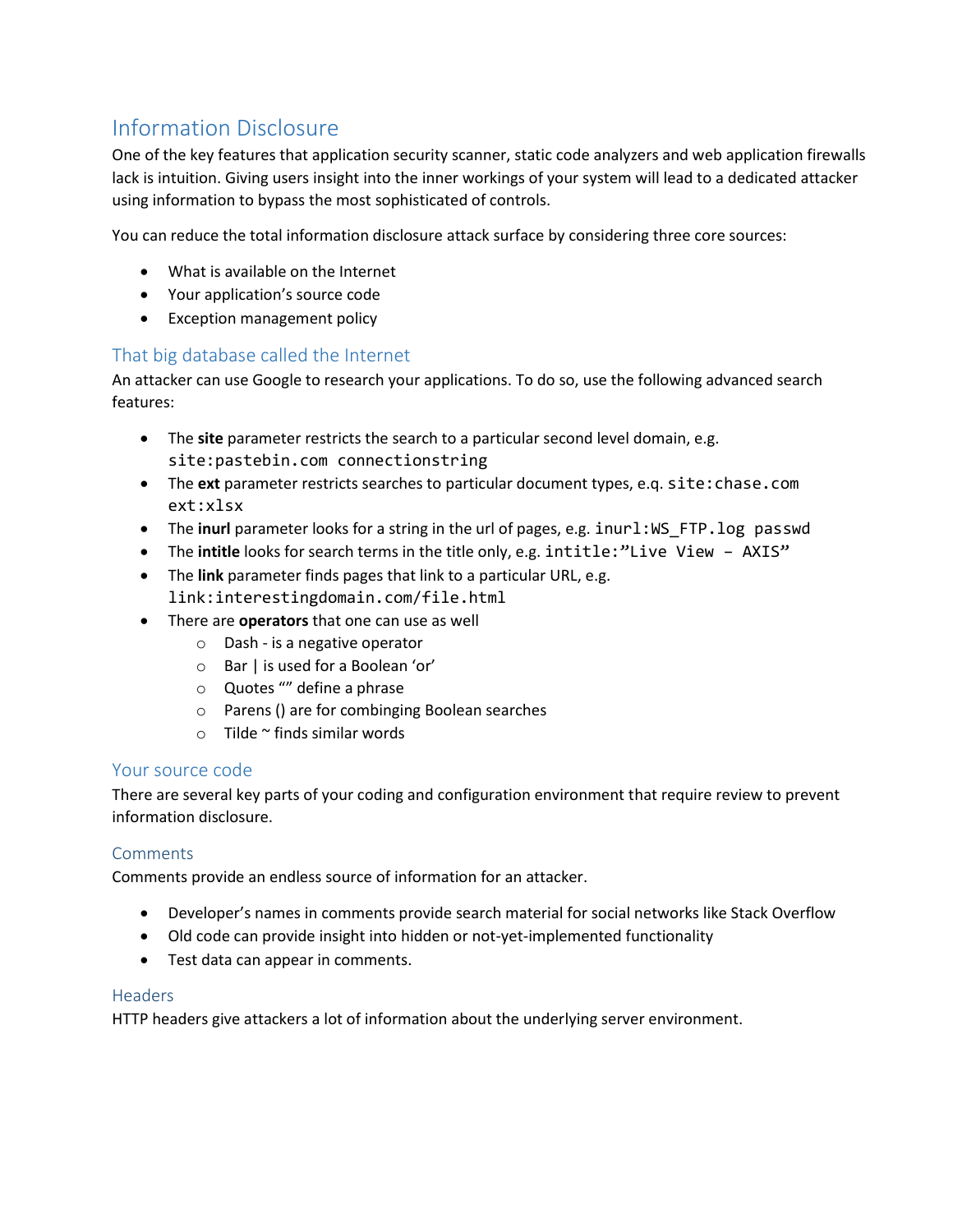# Information Disclosure

One of the key features that application security scanner, static code analyzers and web application firewalls lack is intuition. Giving users insight into the inner workings of your system will lead to a dedicated attacker using information to bypass the most sophisticated of controls.

You can reduce the total information disclosure attack surface by considering three core sources:

- What is available on the Internet
- Your application's source code
- Exception management policy

## That big database called the Internet

An attacker can use Google to research your applications. To do so, use the following advanced search features:

- The **site** parameter restricts the search to a particular second level domain, e.g. `site:pastebin.com connectionstring`
- The **ext** parameter restricts searches to particular document types, e.q. `site:chase.com ext:xlsx`
- The **inurl** parameter looks for a string in the url of pages, e.g. `inurl:WS_FTP.log passwd`
- The **intitle** looks for search terms in the title only, e.g. `intitle:"Live View – AXIS"`
- The **link** parameter finds pages that link to a particular URL, e.g. `link:interestingdomain.com/file.html`
- There are **operators** that one can use as well
  - Dash - is a negative operator
  - Bar | is used for a Boolean 'or'
  - Quotes "" define a phrase
  - Parens () are for combinging Boolean searches
  - Tilde ~ finds similar words

## Your source code

There are several key parts of your coding and configuration environment that require review to prevent information disclosure.

### Comments

Comments provide an endless source of information for an attacker.

- Developer's names in comments provide search material for social networks like Stack Overflow
- Old code can provide insight into hidden or not-yet-implemented functionality
- Test data can appear in comments.

### Headers

HTTP headers give attackers a lot of information about the underlying server environment.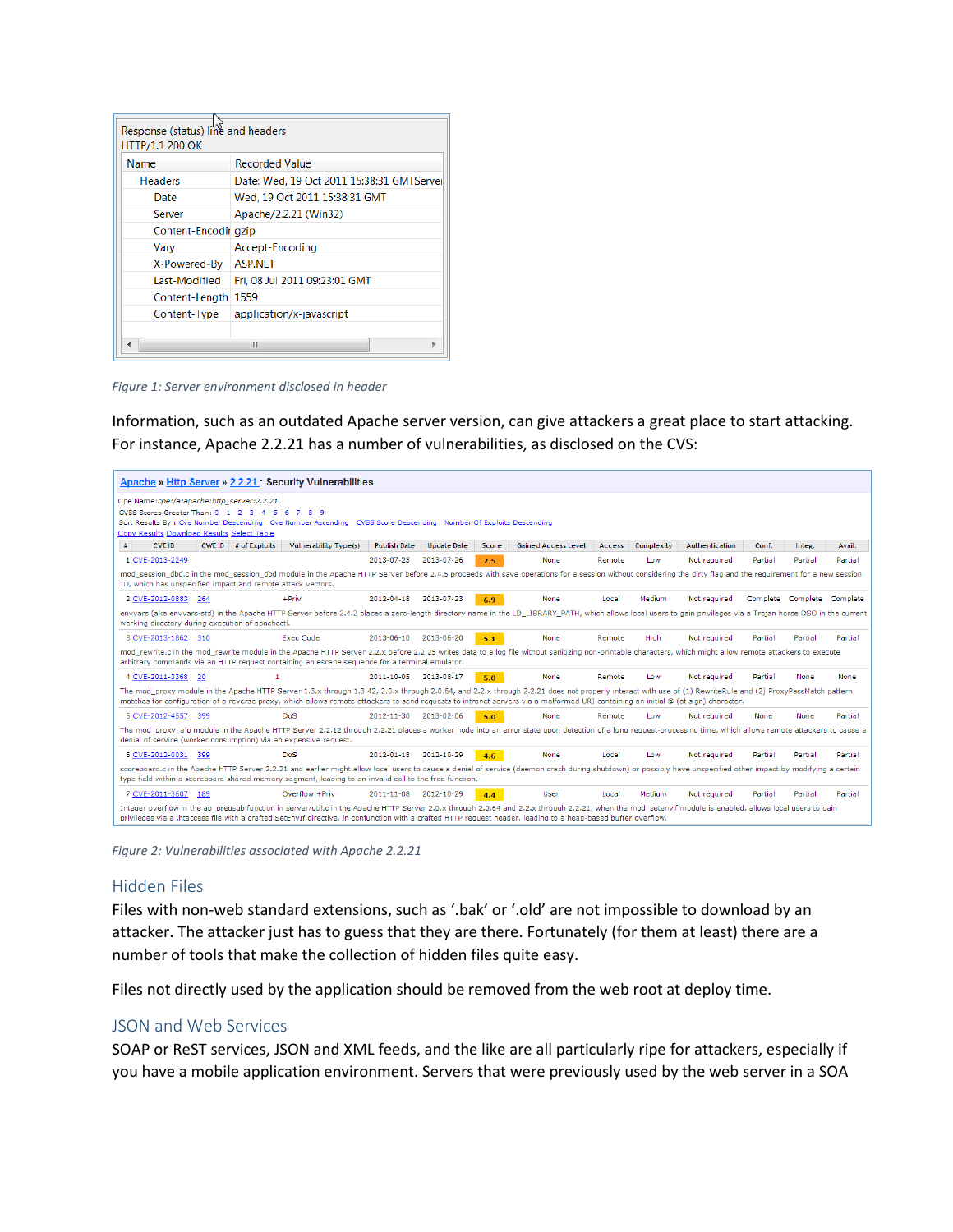Response (status) line and headers
HTTP/1.1 200 OK

| Name | Recorded Value |
|---|---|
| Headers | Date: Wed, 19 Oct 2011 15:38:31 GMTServer |
| Date | Wed, 19 Oct 2011 15:38:31 GMT |
| Server | Apache/2.2.21 (Win32) |
| Content-Encodi | gzip |
| Vary | Accept-Encoding |
| X-Powered-By | ASP.NET |
| Last-Modified | Fri, 08 Jul 2011 09:23:01 GMT |
| Content-Length | 1559 |
| Content-Type | application/x-javascript |

*Figure 1: Server environment disclosed in header*

Information, such as an outdated Apache server version, can give attackers a great place to start attacking. For instance, Apache 2.2.21 has a number of vulnerabilities, as disclosed on the CVS:

Apache » Http Server » 2.2.21 : Security Vulnerabilities

Cpe Name:cpe:/a:apache:http_server:2.2.21
CVSS Scores Greater Than: 0 1 2 3 4 5 6 7 8 9
Sort Results By : Cve Number Descending Cve Number Ascending CVSS Score Descending Number Of Exploits Descending
Copy Results Download Results Select Table

| # | CVE ID | CWE ID | # of Exploits | Vulnerability Type(s) | Publish Date | Update Date | Score | Gained Access Level | Access | Complexity | Authentication | Conf. | Integ. | Avail. |
|---|---|---|---|---|---|---|---|---|---|---|---|---|---|---|
| 1 | CVE-2013-2249 | | | | 2013-07-23 | 2013-07-26 | 7.5 | None | Remote | Low | Not required | Partial | Partial | Partial |
| | mod_session_dbd.c in the mod_session_dbd module in the Apache HTTP Server before 2.4.5 proceeds with save operations for a session without considering the dirty flag and the requirement for a new session ID, which has unspecified impact and remote attack vectors. | | | | | | | | | | | | | |
| 2 | CVE-2012-0883 | 264 | | +Priv | 2012-04-18 | 2013-07-23 | 6.9 | None | Local | Medium | Not required | Complete | Complete | Complete |
| | envvars (aka envvars-std) in the Apache HTTP Server before 2.4.2 places a zero-length directory name in the LD_LIBRARY_PATH, which allows local users to gain privileges via a Trojan horse DSO in the current working directory during execution of apachectl. | | | | | | | | | | | | | |
| 3 | CVE-2013-1862 | 310 | | Exec Code | 2013-06-10 | 2013-06-20 | 5.1 | None | Remote | High | Not required | Partial | Partial | Partial |
| | mod_rewrite.c in the mod_rewrite module in the Apache HTTP Server 2.2.x before 2.2.25 writes data to a log file without sanitizing non-printable characters, which might allow remote attackers to execute arbitrary commands via an HTTP request containing an escape sequence for a terminal emulator. | | | | | | | | | | | | | |
| 4 | CVE-2011-3368 | 20 | 1 | | 2011-10-05 | 2013-08-17 | 5.0 | None | Remote | Low | Not required | Partial | None | None |
| | The mod_proxy module in the Apache HTTP Server 1.3.x through 1.3.42, 2.0.x through 2.0.64, and 2.2.x through 2.2.21 does not properly interact with use of (1) RewriteRule and (2) ProxyPassMatch pattern matches for configuration of a reverse proxy, which allows remote attackers to send requests to intranet servers via a malformed URI containing an initial @ (at sign) character. | | | | | | | | | | | | | |
| 5 | CVE-2012-4557 | 399 | | DoS | 2012-11-30 | 2013-02-06 | 5.0 | None | Remote | Low | Not required | None | None | Partial |
| | The mod_proxy_ajp module in the Apache HTTP Server 2.2.12 through 2.2.21 places a worker node into an error state upon detection of a long request-processing time, which allows remote attackers to cause a denial of service (worker consumption) via an expensive request. | | | | | | | | | | | | | |
| 6 | CVE-2012-0031 | 399 | | DoS | 2012-01-18 | 2012-10-29 | 4.6 | None | Local | Low | Not required | Partial | Partial | Partial |
| | scoreboard.c in the Apache HTTP Server 2.2.21 and earlier might allow local users to cause a denial of service (daemon crash during shutdown) or possibly have unspecified other impact by modifying a certain type field within a scoreboard shared memory segment, leading to an invalid call to the free function. | | | | | | | | | | | | | |
| 7 | CVE-2011-3607 | 189 | | Overflow +Priv | 2011-11-08 | 2012-10-29 | 4.4 | User | Local | Medium | Not required | Partial | Partial | Partial |
| | Integer overflow in the ap_pregsub function in server/util.c in the Apache HTTP Server 2.0.x through 2.0.64 and 2.2.x through 2.2.21, when the mod_setenvif module is enabled, allows local users to gain privileges via a .htaccess file with a crafted SetEnvIf directive, in conjunction with a crafted HTTP request header, leading to a heap-based buffer overflow. | | | | | | | | | | | | | |

*Figure 2: Vulnerabilities associated with Apache 2.2.21*

## Hidden Files

Files with non-web standard extensions, such as '.bak' or '.old' are not impossible to download by an attacker. The attacker just has to guess that they are there. Fortunately (for them at least) there are a number of tools that make the collection of hidden files quite easy.

Files not directly used by the application should be removed from the web root at deploy time.

## JSON and Web Services

SOAP or ReST services, JSON and XML feeds, and the like are all particularly ripe for attackers, especially if you have a mobile application environment. Servers that were previously used by the web server in a SOA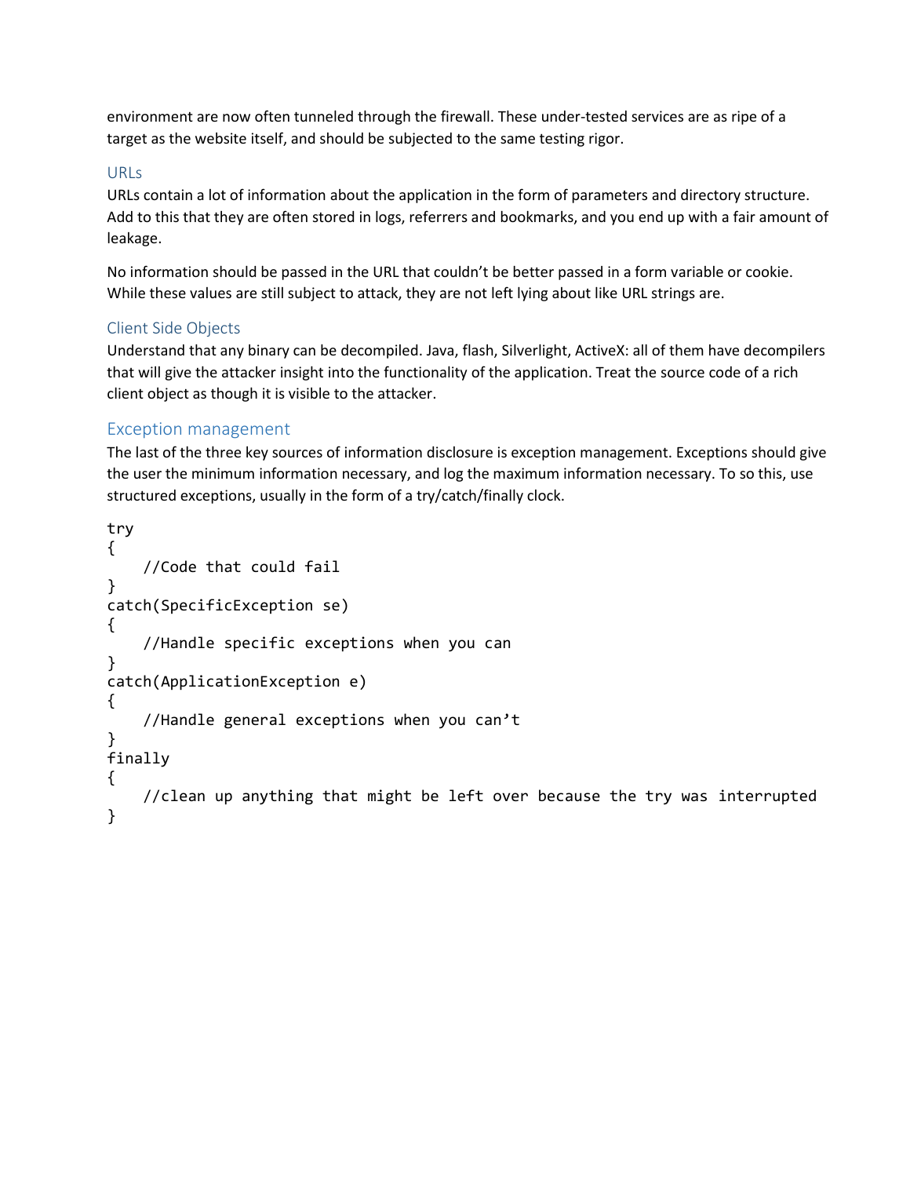environment are now often tunneled through the firewall. These under-tested services are as ripe of a target as the website itself, and should be subjected to the same testing rigor.

### URLs

URLs contain a lot of information about the application in the form of parameters and directory structure. Add to this that they are often stored in logs, referrers and bookmarks, and you end up with a fair amount of leakage.

No information should be passed in the URL that couldn't be better passed in a form variable or cookie. While these values are still subject to attack, they are not left lying about like URL strings are.

### Client Side Objects

Understand that any binary can be decompiled. Java, flash, Silverlight, ActiveX: all of them have decompilers that will give the attacker insight into the functionality of the application. Treat the source code of a rich client object as though it is visible to the attacker.

## Exception management

The last of the three key sources of information disclosure is exception management. Exceptions should give the user the minimum information necessary, and log the maximum information necessary. To so this, use structured exceptions, usually in the form of a try/catch/finally clock.

```
try
{
    //Code that could fail
}
catch(SpecificException se)
{
    //Handle specific exceptions when you can
}
catch(ApplicationException e)
{
    //Handle general exceptions when you can't
}
finally
{
    //clean up anything that might be left over because the try was interrupted
}
```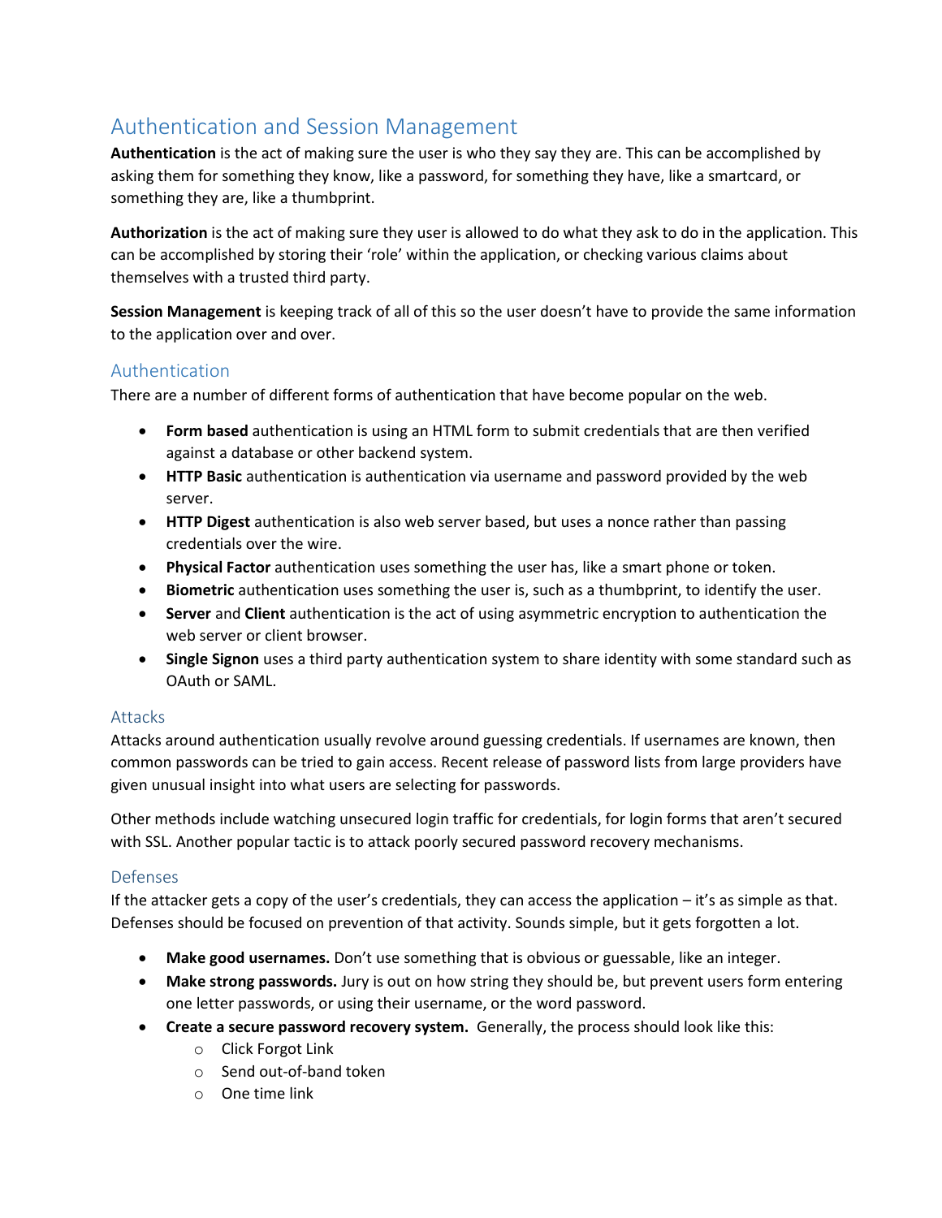# Authentication and Session Management

**Authentication** is the act of making sure the user is who they say they are. This can be accomplished by asking them for something they know, like a password, for something they have, like a smartcard, or something they are, like a thumbprint.

**Authorization** is the act of making sure they user is allowed to do what they ask to do in the application. This can be accomplished by storing their 'role' within the application, or checking various claims about themselves with a trusted third party.

**Session Management** is keeping track of all of this so the user doesn't have to provide the same information to the application over and over.

## Authentication

There are a number of different forms of authentication that have become popular on the web.

- **Form based** authentication is using an HTML form to submit credentials that are then verified against a database or other backend system.
- **HTTP Basic** authentication is authentication via username and password provided by the web server.
- **HTTP Digest** authentication is also web server based, but uses a nonce rather than passing credentials over the wire.
- **Physical Factor** authentication uses something the user has, like a smart phone or token.
- **Biometric** authentication uses something the user is, such as a thumbprint, to identify the user.
- **Server** and **Client** authentication is the act of using asymmetric encryption to authentication the web server or client browser.
- **Single Signon** uses a third party authentication system to share identity with some standard such as OAuth or SAML.

### Attacks

Attacks around authentication usually revolve around guessing credentials. If usernames are known, then common passwords can be tried to gain access. Recent release of password lists from large providers have given unusual insight into what users are selecting for passwords.

Other methods include watching unsecured login traffic for credentials, for login forms that aren't secured with SSL. Another popular tactic is to attack poorly secured password recovery mechanisms.

### Defenses

If the attacker gets a copy of the user's credentials, they can access the application – it's as simple as that. Defenses should be focused on prevention of that activity. Sounds simple, but it gets forgotten a lot.

- **Make good usernames.** Don't use something that is obvious or guessable, like an integer.
- **Make strong passwords.** Jury is out on how string they should be, but prevent users form entering one letter passwords, or using their username, or the word password.
- **Create a secure password recovery system.** Generally, the process should look like this:
  - Click Forgot Link
  - Send out-of-band token
  - One time link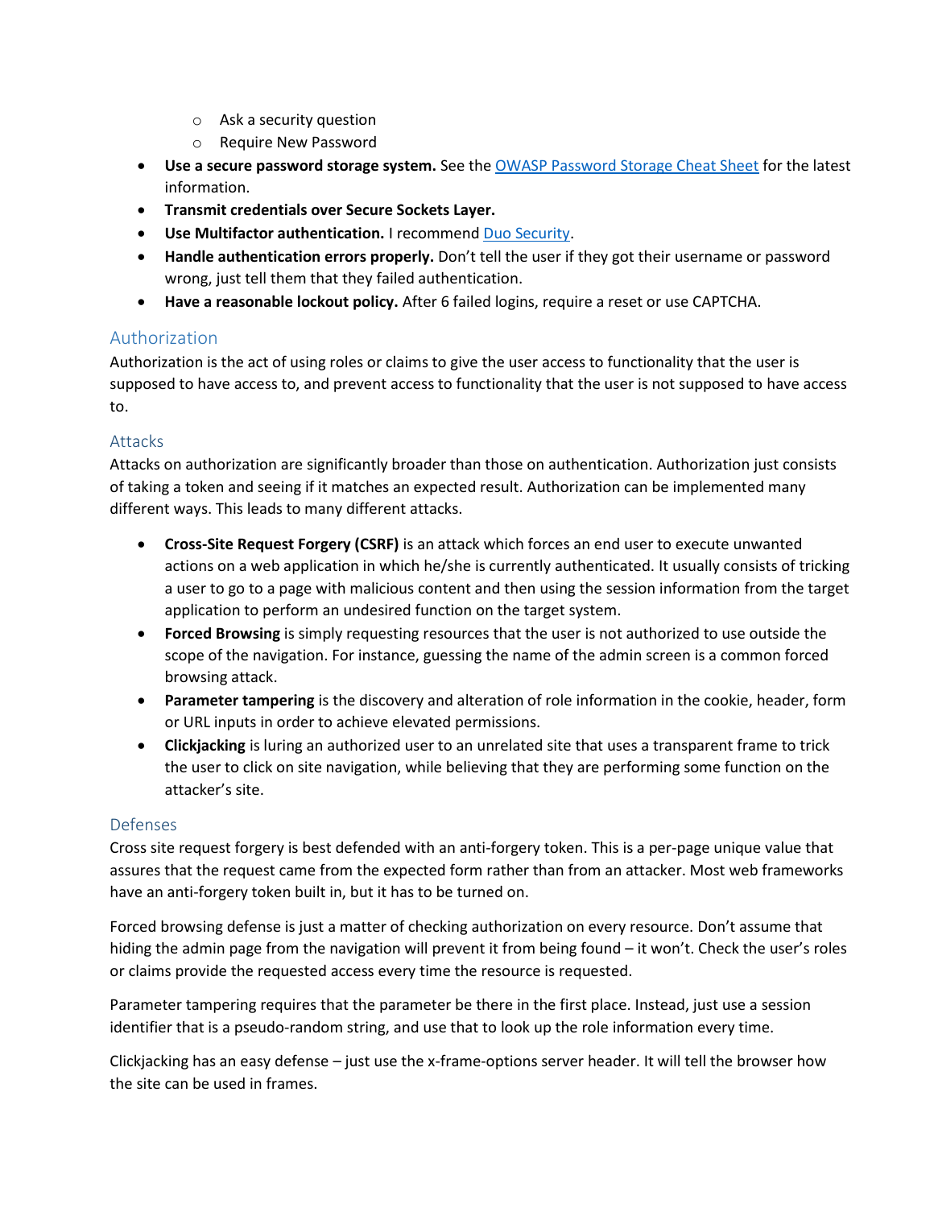- Ask a security question
  - Require New Password
- **Use a secure password storage system.** See the [OWASP Password Storage Cheat Sheet] for the latest information.
- **Transmit credentials over Secure Sockets Layer.**
- **Use Multifactor authentication.** I recommend [Duo Security].
- **Handle authentication errors properly.** Don't tell the user if they got their username or password wrong, just tell them that they failed authentication.
- **Have a reasonable lockout policy.** After 6 failed logins, require a reset or use CAPTCHA.

## Authorization

Authorization is the act of using roles or claims to give the user access to functionality that the user is supposed to have access to, and prevent access to functionality that the user is not supposed to have access to.

### Attacks

Attacks on authorization are significantly broader than those on authentication. Authorization just consists of taking a token and seeing if it matches an expected result. Authorization can be implemented many different ways. This leads to many different attacks.

- **Cross-Site Request Forgery (CSRF)** is an attack which forces an end user to execute unwanted actions on a web application in which he/she is currently authenticated. It usually consists of tricking a user to go to a page with malicious content and then using the session information from the target application to perform an undesired function on the target system.
- **Forced Browsing** is simply requesting resources that the user is not authorized to use outside the scope of the navigation. For instance, guessing the name of the admin screen is a common forced browsing attack.
- **Parameter tampering** is the discovery and alteration of role information in the cookie, header, form or URL inputs in order to achieve elevated permissions.
- **Clickjacking** is luring an authorized user to an unrelated site that uses a transparent frame to trick the user to click on site navigation, while believing that they are performing some function on the attacker's site.

### Defenses

Cross site request forgery is best defended with an anti-forgery token. This is a per-page unique value that assures that the request came from the expected form rather than from an attacker. Most web frameworks have an anti-forgery token built in, but it has to be turned on.

Forced browsing defense is just a matter of checking authorization on every resource. Don't assume that hiding the admin page from the navigation will prevent it from being found – it won't. Check the user's roles or claims provide the requested access every time the resource is requested.

Parameter tampering requires that the parameter be there in the first place. Instead, just use a session identifier that is a pseudo-random string, and use that to look up the role information every time.

Clickjacking has an easy defense – just use the x-frame-options server header. It will tell the browser how the site can be used in frames.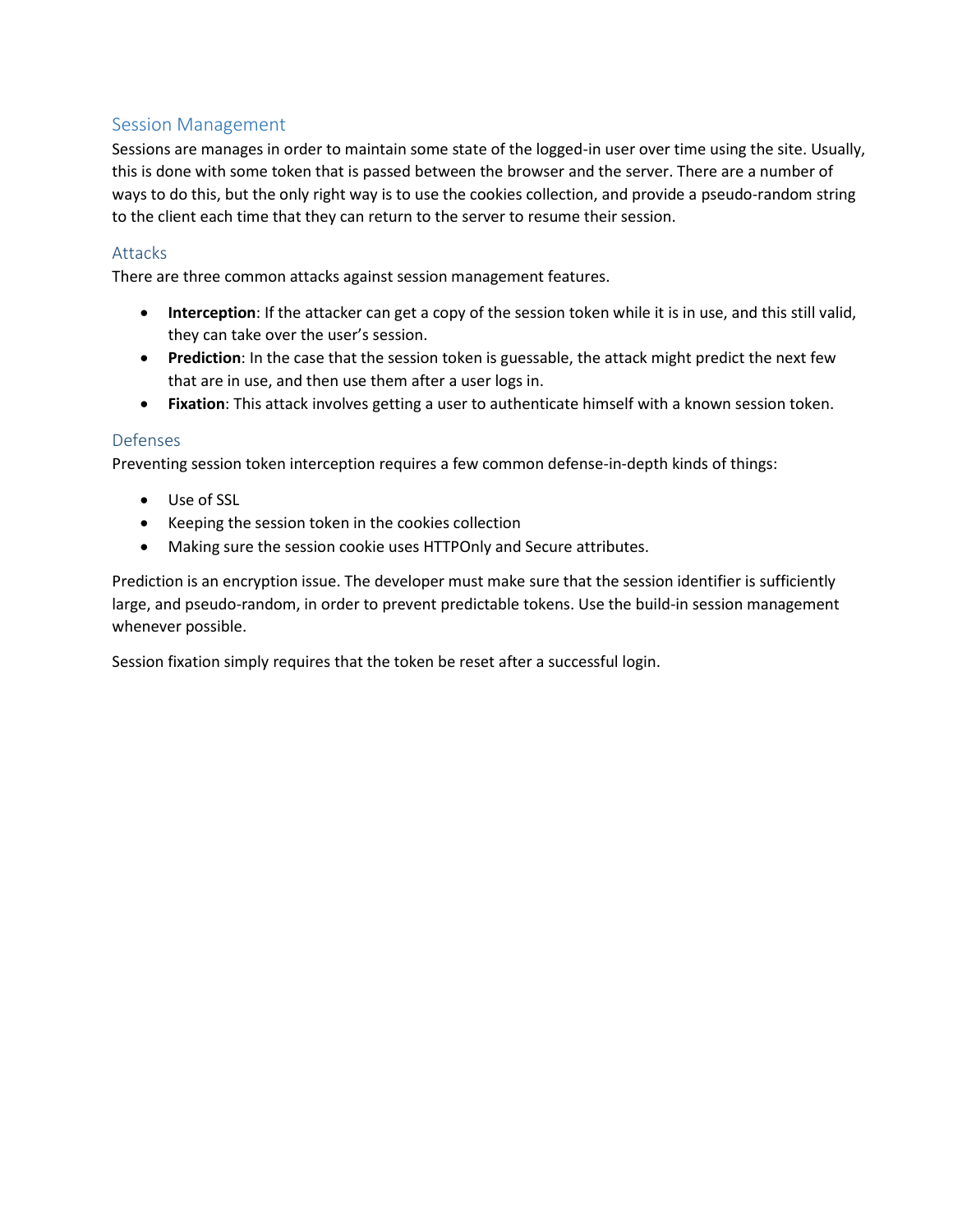## Session Management

Sessions are manages in order to maintain some state of the logged-in user over time using the site. Usually, this is done with some token that is passed between the browser and the server. There are a number of ways to do this, but the only right way is to use the cookies collection, and provide a pseudo-random string to the client each time that they can return to the server to resume their session.

### Attacks

There are three common attacks against session management features.

- **Interception**: If the attacker can get a copy of the session token while it is in use, and this still valid, they can take over the user's session.
- **Prediction**: In the case that the session token is guessable, the attack might predict the next few that are in use, and then use them after a user logs in.
- **Fixation**: This attack involves getting a user to authenticate himself with a known session token.

### Defenses

Preventing session token interception requires a few common defense-in-depth kinds of things:

- Use of SSL
- Keeping the session token in the cookies collection
- Making sure the session cookie uses HTTPOnly and Secure attributes.

Prediction is an encryption issue. The developer must make sure that the session identifier is sufficiently large, and pseudo-random, in order to prevent predictable tokens. Use the build-in session management whenever possible.

Session fixation simply requires that the token be reset after a successful login.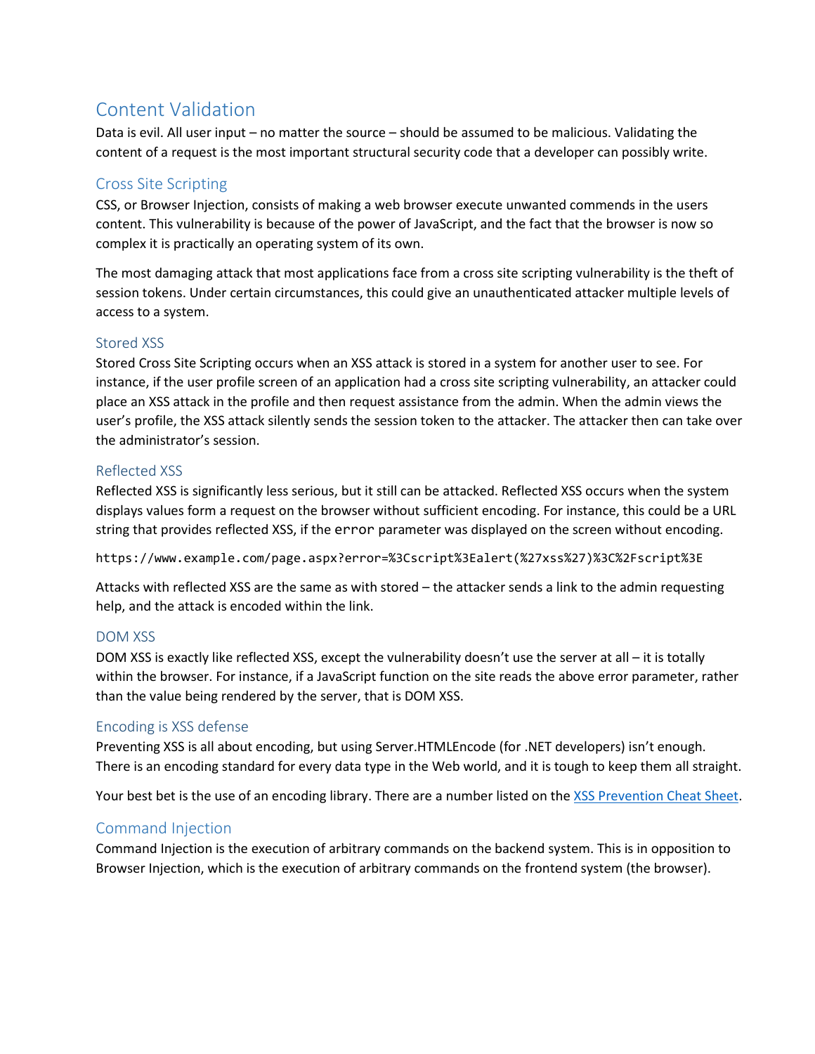## Content Validation

Data is evil. All user input – no matter the source – should be assumed to be malicious. Validating the content of a request is the most important structural security code that a developer can possibly write.

### Cross Site Scripting

CSS, or Browser Injection, consists of making a web browser execute unwanted commends in the users content. This vulnerability is because of the power of JavaScript, and the fact that the browser is now so complex it is practically an operating system of its own.

The most damaging attack that most applications face from a cross site scripting vulnerability is the theft of session tokens. Under certain circumstances, this could give an unauthenticated attacker multiple levels of access to a system.

#### Stored XSS

Stored Cross Site Scripting occurs when an XSS attack is stored in a system for another user to see. For instance, if the user profile screen of an application had a cross site scripting vulnerability, an attacker could place an XSS attack in the profile and then request assistance from the admin. When the admin views the user's profile, the XSS attack silently sends the session token to the attacker. The attacker then can take over the administrator's session.

#### Reflected XSS

Reflected XSS is significantly less serious, but it still can be attacked. Reflected XSS occurs when the system displays values form a request on the browser without sufficient encoding. For instance, this could be a URL string that provides reflected XSS, if the `error` parameter was displayed on the screen without encoding.

```
https://www.example.com/page.aspx?error=%3Cscript%3Ealert(%27xss%27)%3C%2Fscript%3E
```

Attacks with reflected XSS are the same as with stored – the attacker sends a link to the admin requesting help, and the attack is encoded within the link.

#### DOM XSS

DOM XSS is exactly like reflected XSS, except the vulnerability doesn't use the server at all – it is totally within the browser. For instance, if a JavaScript function on the site reads the above error parameter, rather than the value being rendered by the server, that is DOM XSS.

#### Encoding is XSS defense

Preventing XSS is all about encoding, but using Server.HTMLEncode (for .NET developers) isn't enough. There is an encoding standard for every data type in the Web world, and it is tough to keep them all straight.

Your best bet is the use of an encoding library. There are a number listed on the [XSS Prevention Cheat Sheet](XSS Prevention Cheat Sheet).

### Command Injection

Command Injection is the execution of arbitrary commands on the backend system. This is in opposition to Browser Injection, which is the execution of arbitrary commands on the frontend system (the browser).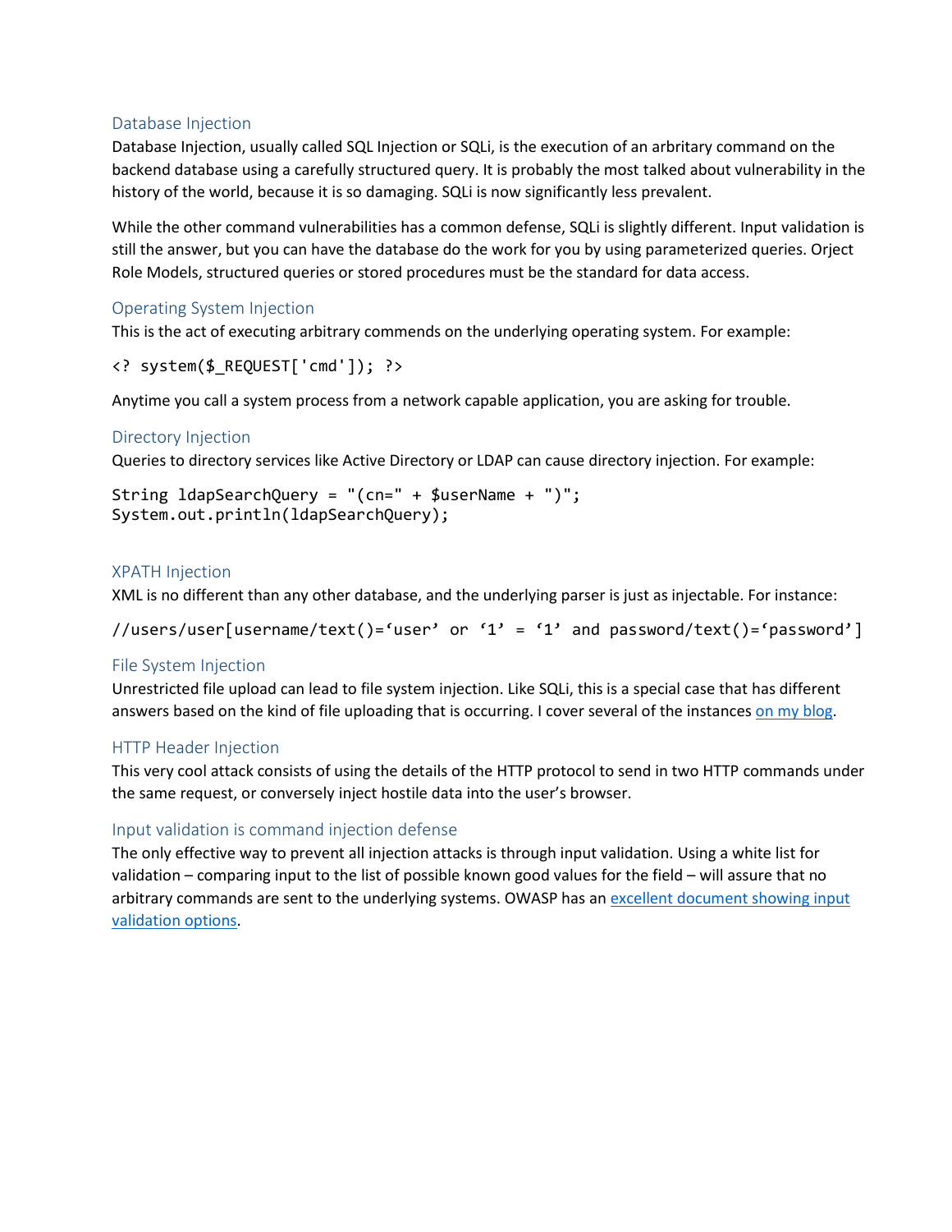## Database Injection

Database Injection, usually called SQL Injection or SQLi, is the execution of an arbitrary command on the backend database using a carefully structured query. It is probably the most talked about vulnerability in the history of the world, because it is so damaging. SQLi is now significantly less prevalent.

While the other command vulnerabilities has a common defense, SQLi is slightly different. Input validation is still the answer, but you can have the database do the work for you by using parameterized queries. Orject Role Models, structured queries or stored procedures must be the standard for data access.

## Operating System Injection

This is the act of executing arbitrary commends on the underlying operating system. For example:

```
<? system($_REQUEST['cmd']); ?>
```

Anytime you call a system process from a network capable application, you are asking for trouble.

## Directory Injection

Queries to directory services like Active Directory or LDAP can cause directory injection. For example:

```
String ldapSearchQuery = "(cn=" + $userName + ")";
System.out.println(ldapSearchQuery);
```

## XPATH Injection

XML is no different than any other database, and the underlying parser is just as injectable. For instance:

```
//users/user[username/text()=‘user’ or ‘1’ = ‘1’ and password/text()=‘password’]
```

## File System Injection

Unrestricted file upload can lead to file system injection. Like SQLi, this is a special case that has different answers based on the kind of file uploading that is occurring. I cover several of the instances [on my blog](#).

## HTTP Header Injection

This very cool attack consists of using the details of the HTTP protocol to send in two HTTP commands under the same request, or conversely inject hostile data into the user's browser.

## Input validation is command injection defense

The only effective way to prevent all injection attacks is through input validation. Using a white list for validation – comparing input to the list of possible known good values for the field – will assure that no arbitrary commands are sent to the underlying systems. OWASP has an [excellent document showing input validation options](#).